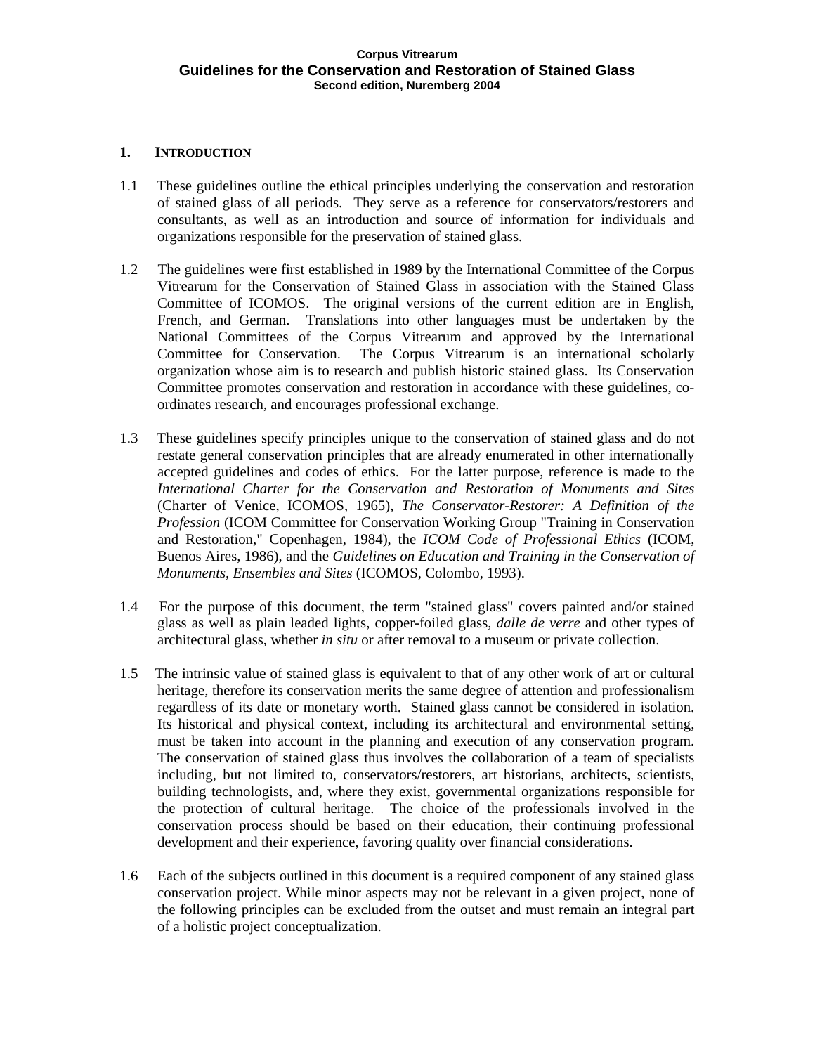**Corpus Vitrearum**

# Guidelines for the Conservation and Restoration of Stained Glass

**Second edition, Nuremberg 2004**

## 1. INTRODUCTION

1.1 These guidelines outline the ethical principles underlying the conservation and restoration of stained glass of all periods. They serve as a reference for conservators/restorers and consultants, as well as an introduction and source of information for individuals and organizations responsible for the preservation of stained glass.

1.2 The guidelines were first established in 1989 by the International Committee of the Corpus Vitrearum for the Conservation of Stained Glass in association with the Stained Glass Committee of ICOMOS. The original versions of the current edition are in English, French, and German. Translations into other languages must be undertaken by the National Committees of the Corpus Vitrearum and approved by the International Committee for Conservation. The Corpus Vitrearum is an international scholarly organization whose aim is to research and publish historic stained glass. Its Conservation Committee promotes conservation and restoration in accordance with these guidelines, co-ordinates research, and encourages professional exchange.

1.3 These guidelines specify principles unique to the conservation of stained glass and do not restate general conservation principles that are already enumerated in other internationally accepted guidelines and codes of ethics. For the latter purpose, reference is made to the *International Charter for the Conservation and Restoration of Monuments and Sites* (Charter of Venice, ICOMOS, 1965), *The Conservator-Restorer: A Definition of the Profession* (ICOM Committee for Conservation Working Group "Training in Conservation and Restoration," Copenhagen, 1984), the *ICOM Code of Professional Ethics* (ICOM, Buenos Aires, 1986), and the *Guidelines on Education and Training in the Conservation of Monuments, Ensembles and Sites* (ICOMOS, Colombo, 1993).

1.4 For the purpose of this document, the term "stained glass" covers painted and/or stained glass as well as plain leaded lights, copper-foiled glass, *dalle de verre* and other types of architectural glass, whether *in situ* or after removal to a museum or private collection.

1.5 The intrinsic value of stained glass is equivalent to that of any other work of art or cultural heritage, therefore its conservation merits the same degree of attention and professionalism regardless of its date or monetary worth. Stained glass cannot be considered in isolation. Its historical and physical context, including its architectural and environmental setting, must be taken into account in the planning and execution of any conservation program. The conservation of stained glass thus involves the collaboration of a team of specialists including, but not limited to, conservators/restorers, art historians, architects, scientists, building technologists, and, where they exist, governmental organizations responsible for the protection of cultural heritage. The choice of the professionals involved in the conservation process should be based on their education, their continuing professional development and their experience, favoring quality over financial considerations.

1.6 Each of the subjects outlined in this document is a required component of any stained glass conservation project. While minor aspects may not be relevant in a given project, none of the following principles can be excluded from the outset and must remain an integral part of a holistic project conceptualization.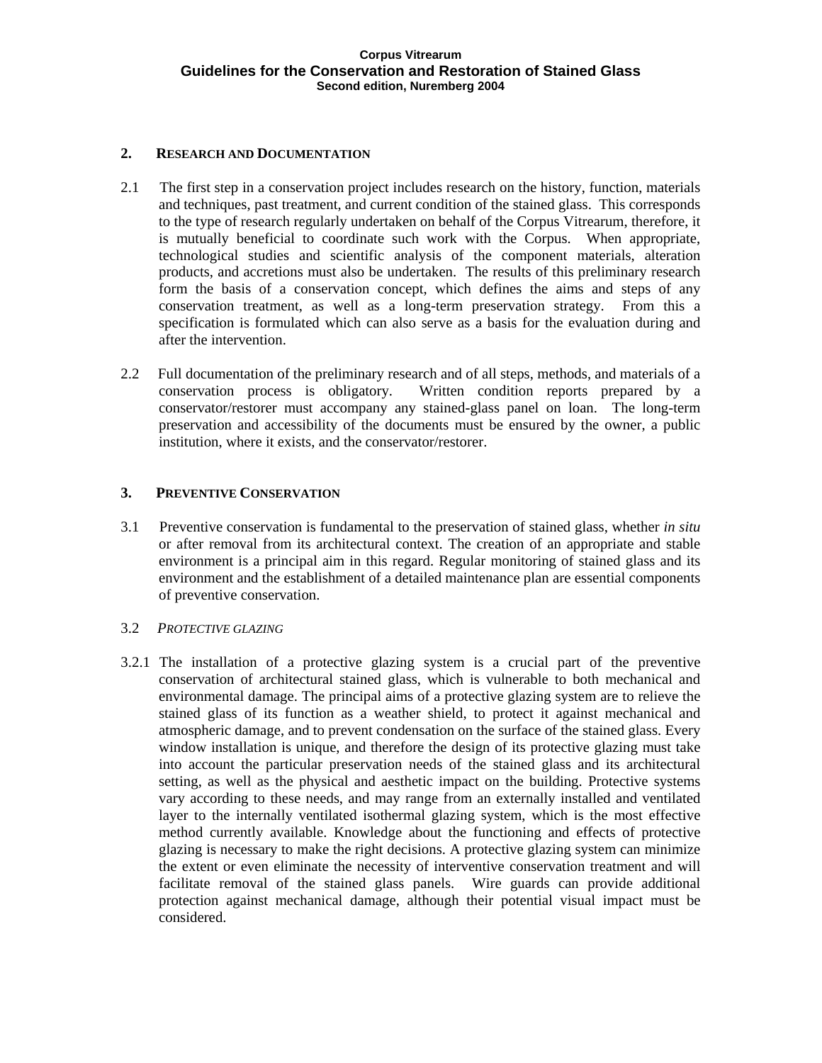## 2. RESEARCH AND DOCUMENTATION

2.1 The first step in a conservation project includes research on the history, function, materials and techniques, past treatment, and current condition of the stained glass. This corresponds to the type of research regularly undertaken on behalf of the Corpus Vitrearum, therefore, it is mutually beneficial to coordinate such work with the Corpus. When appropriate, technological studies and scientific analysis of the component materials, alteration products, and accretions must also be undertaken. The results of this preliminary research form the basis of a conservation concept, which defines the aims and steps of any conservation treatment, as well as a long-term preservation strategy. From this a specification is formulated which can also serve as a basis for the evaluation during and after the intervention.

2.2 Full documentation of the preliminary research and of all steps, methods, and materials of a conservation process is obligatory. Written condition reports prepared by a conservator/restorer must accompany any stained-glass panel on loan. The long-term preservation and accessibility of the documents must be ensured by the owner, a public institution, where it exists, and the conservator/restorer.

## 3. PREVENTIVE CONSERVATION

3.1 Preventive conservation is fundamental to the preservation of stained glass, whether *in situ* or after removal from its architectural context. The creation of an appropriate and stable environment is a principal aim in this regard. Regular monitoring of stained glass and its environment and the establishment of a detailed maintenance plan are essential components of preventive conservation.

### 3.2 *PROTECTIVE GLAZING*

3.2.1 The installation of a protective glazing system is a crucial part of the preventive conservation of architectural stained glass, which is vulnerable to both mechanical and environmental damage. The principal aims of a protective glazing system are to relieve the stained glass of its function as a weather shield, to protect it against mechanical and atmospheric damage, and to prevent condensation on the surface of the stained glass. Every window installation is unique, and therefore the design of its protective glazing must take into account the particular preservation needs of the stained glass and its architectural setting, as well as the physical and aesthetic impact on the building. Protective systems vary according to these needs, and may range from an externally installed and ventilated layer to the internally ventilated isothermal glazing system, which is the most effective method currently available. Knowledge about the functioning and effects of protective glazing is necessary to make the right decisions. A protective glazing system can minimize the extent or even eliminate the necessity of interventive conservation treatment and will facilitate removal of the stained glass panels. Wire guards can provide additional protection against mechanical damage, although their potential visual impact must be considered.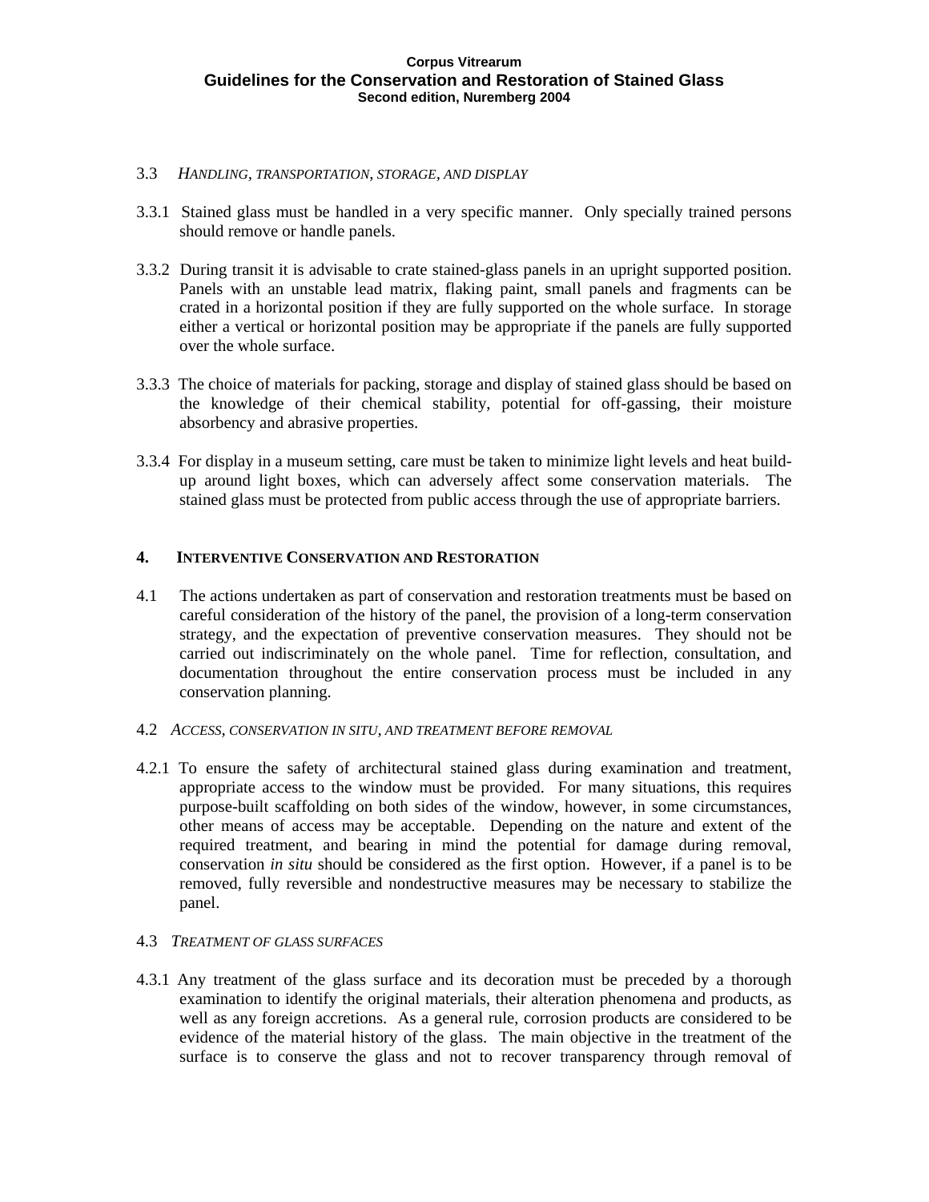### 3.3 *Handling, transportation, storage, and display*

3.3.1 Stained glass must be handled in a very specific manner. Only specially trained persons should remove or handle panels.

3.3.2 During transit it is advisable to crate stained-glass panels in an upright supported position. Panels with an unstable lead matrix, flaking paint, small panels and fragments can be crated in a horizontal position if they are fully supported on the whole surface. In storage either a vertical or horizontal position may be appropriate if the panels are fully supported over the whole surface.

3.3.3 The choice of materials for packing, storage and display of stained glass should be based on the knowledge of their chemical stability, potential for off-gassing, their moisture absorbency and abrasive properties.

3.3.4 For display in a museum setting, care must be taken to minimize light levels and heat build-up around light boxes, which can adversely affect some conservation materials. The stained glass must be protected from public access through the use of appropriate barriers.

## 4. Interventive Conservation and Restoration

4.1 The actions undertaken as part of conservation and restoration treatments must be based on careful consideration of the history of the panel, the provision of a long-term conservation strategy, and the expectation of preventive conservation measures. They should not be carried out indiscriminately on the whole panel. Time for reflection, consultation, and documentation throughout the entire conservation process must be included in any conservation planning.

### 4.2 *Access, conservation in situ, and treatment before removal*

4.2.1 To ensure the safety of architectural stained glass during examination and treatment, appropriate access to the window must be provided. For many situations, this requires purpose-built scaffolding on both sides of the window, however, in some circumstances, other means of access may be acceptable. Depending on the nature and extent of the required treatment, and bearing in mind the potential for damage during removal, conservation *in situ* should be considered as the first option. However, if a panel is to be removed, fully reversible and nondestructive measures may be necessary to stabilize the panel.

### 4.3 *Treatment of glass surfaces*

4.3.1 Any treatment of the glass surface and its decoration must be preceded by a thorough examination to identify the original materials, their alteration phenomena and products, as well as any foreign accretions. As a general rule, corrosion products are considered to be evidence of the material history of the glass. The main objective in the treatment of the surface is to conserve the glass and not to recover transparency through removal of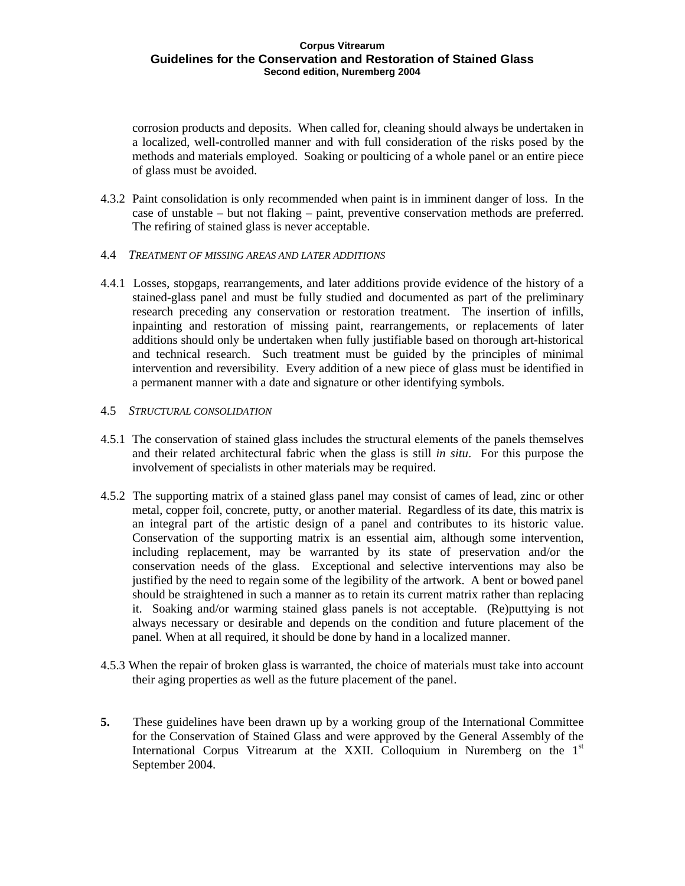corrosion products and deposits. When called for, cleaning should always be undertaken in a localized, well-controlled manner and with full consideration of the risks posed by the methods and materials employed. Soaking or poulticing of a whole panel or an entire piece of glass must be avoided.

4.3.2 Paint consolidation is only recommended when paint is in imminent danger of loss. In the case of unstable – but not flaking – paint, preventive conservation methods are preferred. The refiring of stained glass is never acceptable.

### 4.4 *TREATMENT OF MISSING AREAS AND LATER ADDITIONS*

4.4.1 Losses, stopgaps, rearrangements, and later additions provide evidence of the history of a stained-glass panel and must be fully studied and documented as part of the preliminary research preceding any conservation or restoration treatment. The insertion of infills, inpainting and restoration of missing paint, rearrangements, or replacements of later additions should only be undertaken when fully justifiable based on thorough art-historical and technical research. Such treatment must be guided by the principles of minimal intervention and reversibility. Every addition of a new piece of glass must be identified in a permanent manner with a date and signature or other identifying symbols.

### 4.5 *STRUCTURAL CONSOLIDATION*

4.5.1 The conservation of stained glass includes the structural elements of the panels themselves and their related architectural fabric when the glass is still *in situ*. For this purpose the involvement of specialists in other materials may be required.

4.5.2 The supporting matrix of a stained glass panel may consist of cames of lead, zinc or other metal, copper foil, concrete, putty, or another material. Regardless of its date, this matrix is an integral part of the artistic design of a panel and contributes to its historic value. Conservation of the supporting matrix is an essential aim, although some intervention, including replacement, may be warranted by its state of preservation and/or the conservation needs of the glass. Exceptional and selective interventions may also be justified by the need to regain some of the legibility of the artwork. A bent or bowed panel should be straightened in such a manner as to retain its current matrix rather than replacing it. Soaking and/or warming stained glass panels is not acceptable. (Re)puttying is not always necessary or desirable and depends on the condition and future placement of the panel. When at all required, it should be done by hand in a localized manner.

4.5.3 When the repair of broken glass is warranted, the choice of materials must take into account their aging properties as well as the future placement of the panel.

**5.** These guidelines have been drawn up by a working group of the International Committee for the Conservation of Stained Glass and were approved by the General Assembly of the International Corpus Vitrearum at the XXII. Colloquium in Nuremberg on the 1st September 2004.